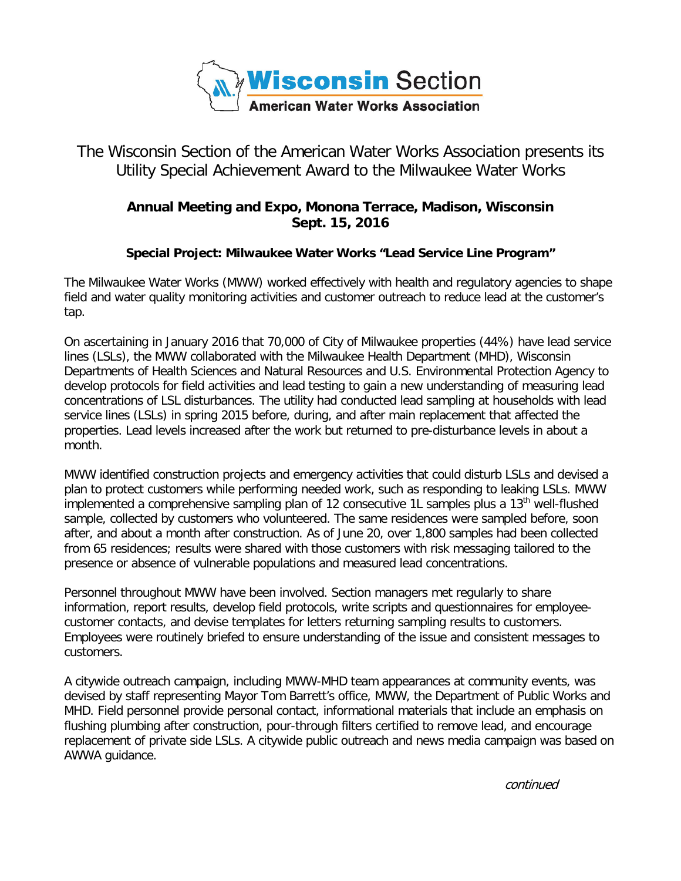**Wisconsin Section**
**American Water Works Association**

# The Wisconsin Section of the American Water Works Association presents its Utility Special Achievement Award to the Milwaukee Water Works

### Annual Meeting and Expo, Monona Terrace, Madison, Wisconsin
### Sept. 15, 2016

### Special Project: Milwaukee Water Works "Lead Service Line Program"

The Milwaukee Water Works (MWW) worked effectively with health and regulatory agencies to shape field and water quality monitoring activities and customer outreach to reduce lead at the customer's tap.

On ascertaining in January 2016 that 70,000 of City of Milwaukee properties (44%) have lead service lines (LSLs), the MWW collaborated with the Milwaukee Health Department (MHD), Wisconsin Departments of Health Sciences and Natural Resources and U.S. Environmental Protection Agency to develop protocols for field activities and lead testing to gain a new understanding of measuring lead concentrations of LSL disturbances. The utility had conducted lead sampling at households with lead service lines (LSLs) in spring 2015 before, during, and after main replacement that affected the properties. Lead levels increased after the work but returned to pre-disturbance levels in about a month.

MWW identified construction projects and emergency activities that could disturb LSLs and devised a plan to protect customers while performing needed work, such as responding to leaking LSLs. MWW implemented a comprehensive sampling plan of 12 consecutive 1L samples plus a 13th well-flushed sample, collected by customers who volunteered. The same residences were sampled before, soon after, and about a month after construction. As of June 20, over 1,800 samples had been collected from 65 residences; results were shared with those customers with risk messaging tailored to the presence or absence of vulnerable populations and measured lead concentrations.

Personnel throughout MWW have been involved. Section managers met regularly to share information, report results, develop field protocols, write scripts and questionnaires for employee-customer contacts, and devise templates for letters returning sampling results to customers. Employees were routinely briefed to ensure understanding of the issue and consistent messages to customers.

A citywide outreach campaign, including MWW-MHD team appearances at community events, was devised by staff representing Mayor Tom Barrett's office, MWW, the Department of Public Works and MHD. Field personnel provide personal contact, informational materials that include an emphasis on flushing plumbing after construction, pour-through filters certified to remove lead, and encourage replacement of private side LSLs. A citywide public outreach and news media campaign was based on AWWA guidance.

*continued*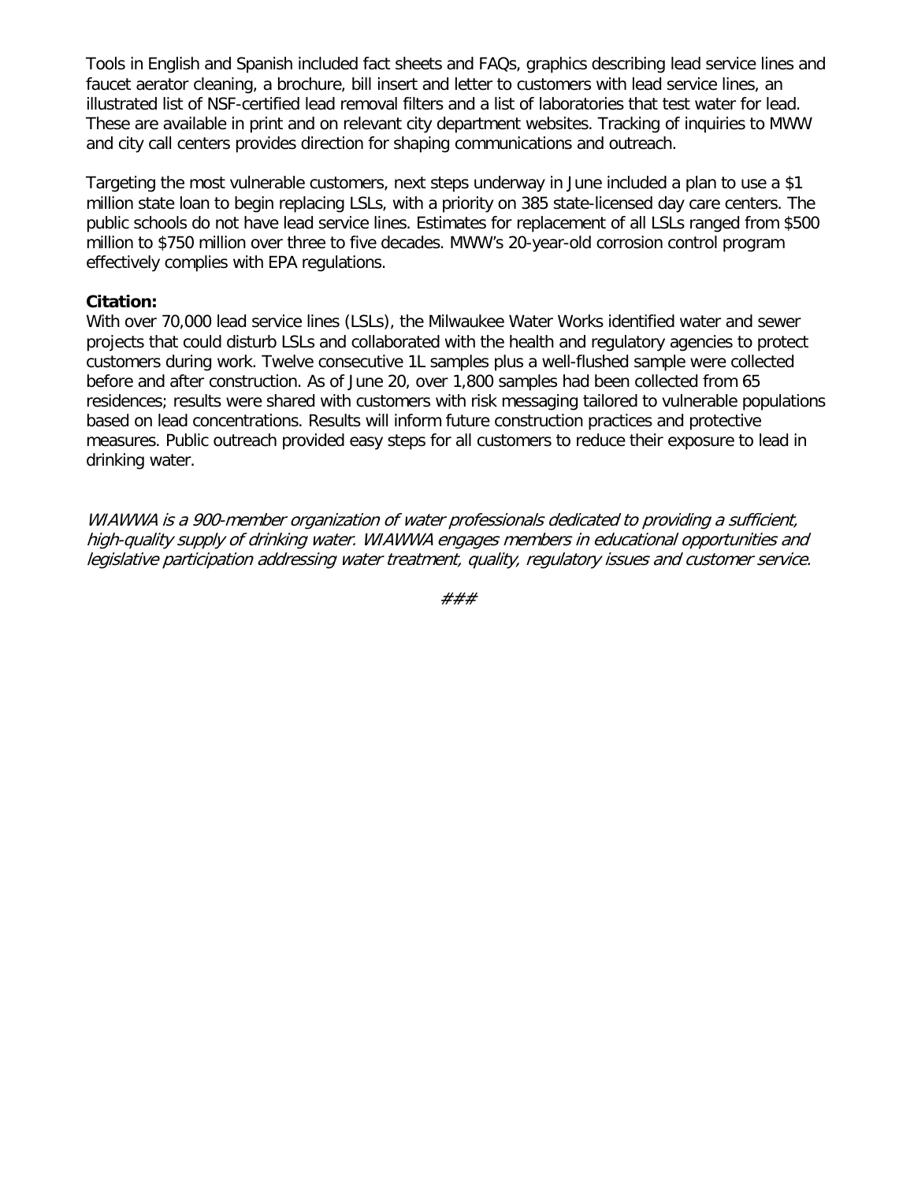Tools in English and Spanish included fact sheets and FAQs, graphics describing lead service lines and faucet aerator cleaning, a brochure, bill insert and letter to customers with lead service lines, an illustrated list of NSF-certified lead removal filters and a list of laboratories that test water for lead. These are available in print and on relevant city department websites. Tracking of inquiries to MWW and city call centers provides direction for shaping communications and outreach.

Targeting the most vulnerable customers, next steps underway in June included a plan to use a $1 million state loan to begin replacing LSLs, with a priority on 385 state-licensed day care centers. The public schools do not have lead service lines. Estimates for replacement of all LSLs ranged from $500 million to $750 million over three to five decades. MWW's 20-year-old corrosion control program effectively complies with EPA regulations.

**Citation:**
With over 70,000 lead service lines (LSLs), the Milwaukee Water Works identified water and sewer projects that could disturb LSLs and collaborated with the health and regulatory agencies to protect customers during work. Twelve consecutive 1L samples plus a well-flushed sample were collected before and after construction. As of June 20, over 1,800 samples had been collected from 65 residences; results were shared with customers with risk messaging tailored to vulnerable populations based on lead concentrations. Results will inform future construction practices and protective measures. Public outreach provided easy steps for all customers to reduce their exposure to lead in drinking water.

*WIAWWA is a 900-member organization of water professionals dedicated to providing a sufficient, high-quality supply of drinking water. WIAWWA engages members in educational opportunities and legislative participation addressing water treatment, quality, regulatory issues and customer service.*

*###*